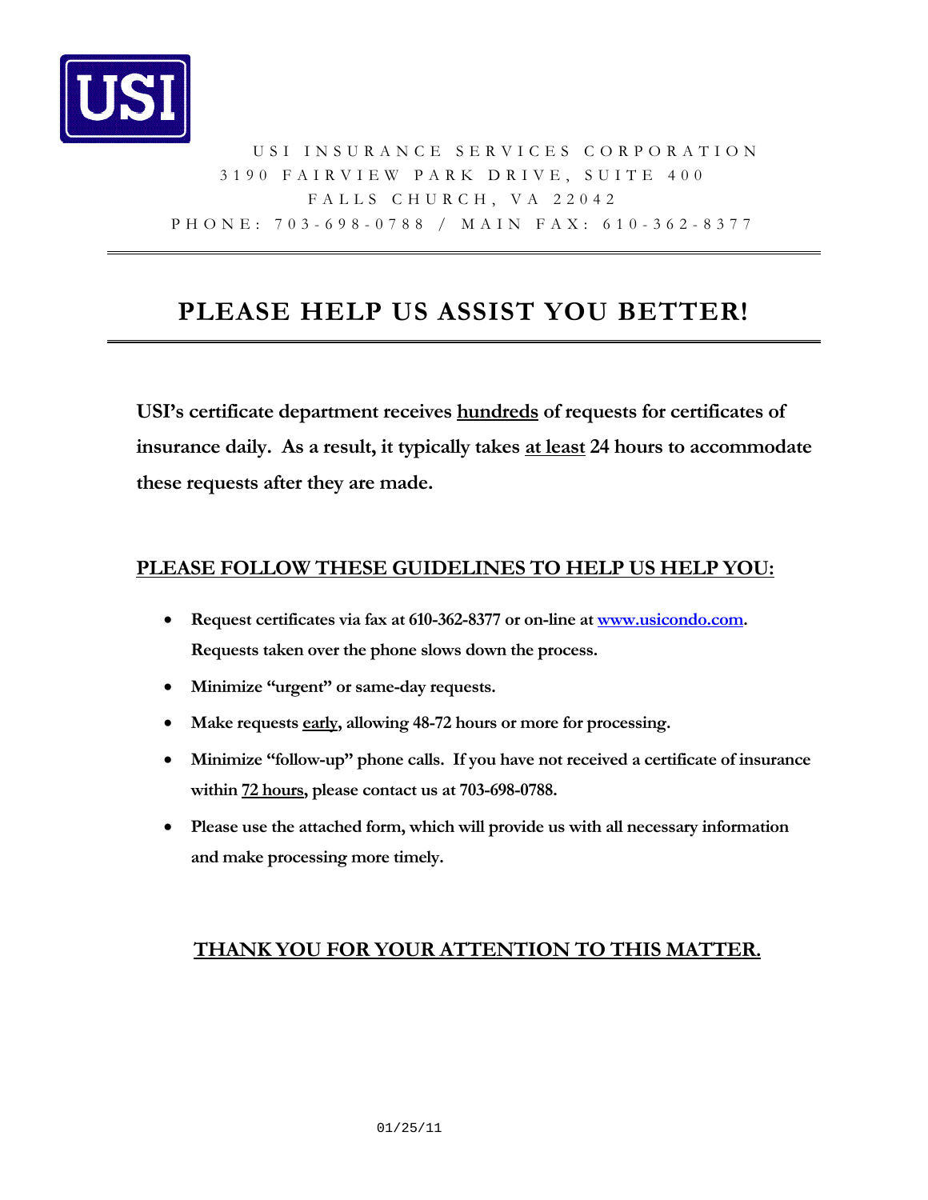USI

USI INSURANCE SERVICES CORPORATION
3190 FAIRVIEW PARK DRIVE, SUITE 400
FALLS CHURCH, VA 22042
PHONE: 703-698-0788 / MAIN FAX: 610-362-8377

# PLEASE HELP US ASSIST YOU BETTER!

**USI's certificate department receives <u>hundreds</u> of requests for certificates of insurance daily. As a result, it typically takes <u>at least</u> 24 hours to accommodate these requests after they are made.**

## <u>PLEASE FOLLOW THESE GUIDELINES TO HELP US HELP YOU:</u>

- **Request certificates via fax at 610-362-8377 or on-line at [www.usicondo.com](http://www.usicondo.com). Requests taken over the phone slows down the process.**
- **Minimize "urgent" or same-day requests.**
- **Make requests <u>early</u>, allowing 48-72 hours or more for processing.**
- **Minimize "follow-up" phone calls. If you have not received a certificate of insurance within <u>72 hours</u>, please contact us at 703-698-0788.**
- **Please use the attached form, which will provide us with all necessary information and make processing more timely.**

## <u>THANK YOU FOR YOUR ATTENTION TO THIS MATTER.</u>

01/25/11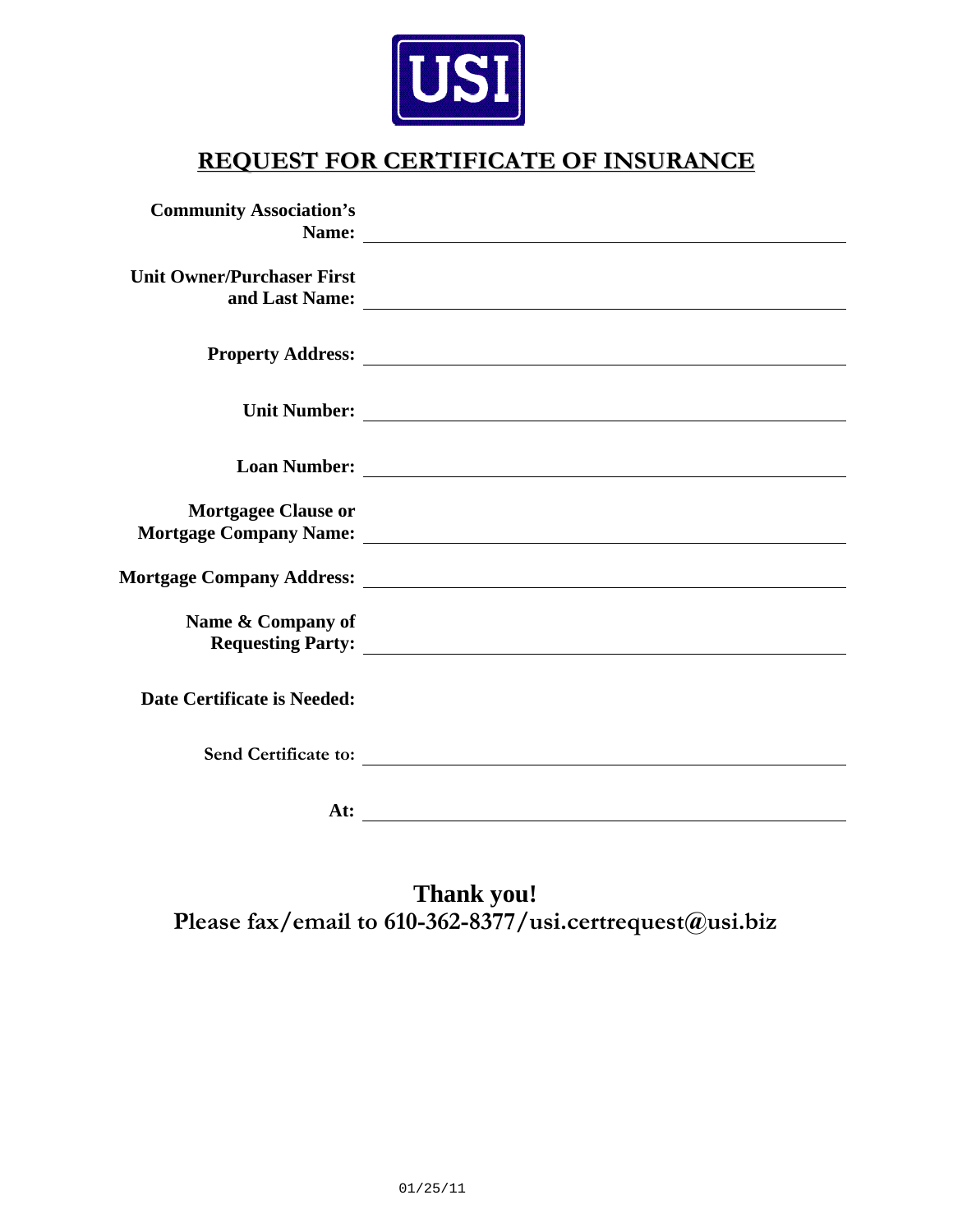USI

# REQUEST FOR CERTIFICATE OF INSURANCE

**Community Association's Name:** \_\_\_\_\_\_\_\_\_\_\_\_\_\_\_\_\_\_\_\_\_\_\_\_\_\_\_\_\_\_\_\_\_\_\_\_\_\_\_\_

**Unit Owner/Purchaser First and Last Name:** \_\_\_\_\_\_\_\_\_\_\_\_\_\_\_\_\_\_\_\_\_\_\_\_\_\_\_\_\_\_\_\_\_\_\_\_\_\_\_\_

**Property Address:** \_\_\_\_\_\_\_\_\_\_\_\_\_\_\_\_\_\_\_\_\_\_\_\_\_\_\_\_\_\_\_\_\_\_\_\_\_\_\_\_

**Unit Number:** \_\_\_\_\_\_\_\_\_\_\_\_\_\_\_\_\_\_\_\_\_\_\_\_\_\_\_\_\_\_\_\_\_\_\_\_\_\_\_\_

**Loan Number:** \_\_\_\_\_\_\_\_\_\_\_\_\_\_\_\_\_\_\_\_\_\_\_\_\_\_\_\_\_\_\_\_\_\_\_\_\_\_\_\_

**Mortgagee Clause or Mortgage Company Name:** \_\_\_\_\_\_\_\_\_\_\_\_\_\_\_\_\_\_\_\_\_\_\_\_\_\_\_\_\_\_\_\_\_\_\_\_\_\_\_\_

**Mortgage Company Address:** \_\_\_\_\_\_\_\_\_\_\_\_\_\_\_\_\_\_\_\_\_\_\_\_\_\_\_\_\_\_\_\_\_\_\_\_\_\_\_\_

**Name & Company of Requesting Party:** \_\_\_\_\_\_\_\_\_\_\_\_\_\_\_\_\_\_\_\_\_\_\_\_\_\_\_\_\_\_\_\_\_\_\_\_\_\_\_\_

**Date Certificate is Needed:**

**Send Certificate to:** \_\_\_\_\_\_\_\_\_\_\_\_\_\_\_\_\_\_\_\_\_\_\_\_\_\_\_\_\_\_\_\_\_\_\_\_\_\_\_\_

**At:** \_\_\_\_\_\_\_\_\_\_\_\_\_\_\_\_\_\_\_\_\_\_\_\_\_\_\_\_\_\_\_\_\_\_\_\_\_\_\_\_

**Thank you!**

**Please fax/email to 610-362-8377/usi.certrequest@usi.biz**

01/25/11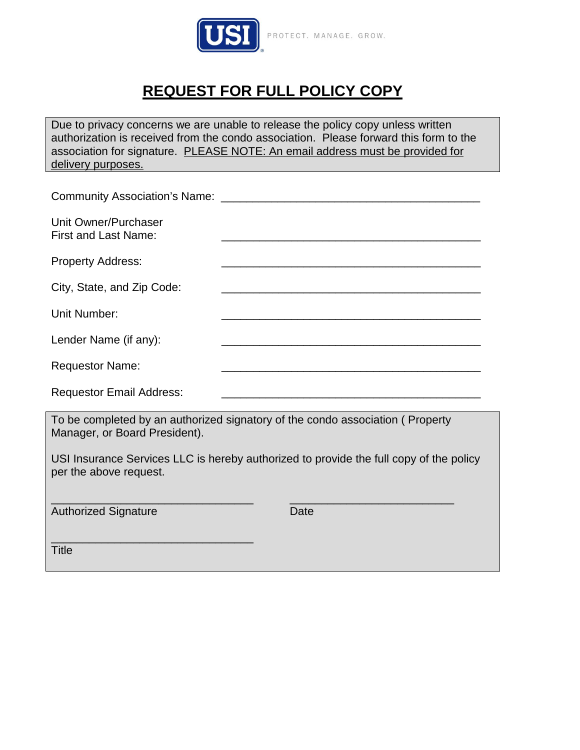USI PROTECT. MANAGE. GROW.

# REQUEST FOR FULL POLICY COPY

Due to privacy concerns we are unable to release the policy copy unless written authorization is received from the condo association. Please forward this form to the association for signature. PLEASE NOTE: An email address must be provided for delivery purposes.

Community Association's Name: ___________________________________________

Unit Owner/Purchaser First and Last Name: ___________________________________________

Property Address: ___________________________________________

City, State, and Zip Code: ___________________________________________

Unit Number: ___________________________________________

Lender Name (if any): ___________________________________________

Requestor Name: ___________________________________________

Requestor Email Address: ___________________________________________

To be completed by an authorized signatory of the condo association ( Property Manager, or Board President).

USI Insurance Services LLC is hereby authorized to provide the full copy of the policy per the above request.

_________________________________ _________________________

Authorized Signature Date

_________________________________

Title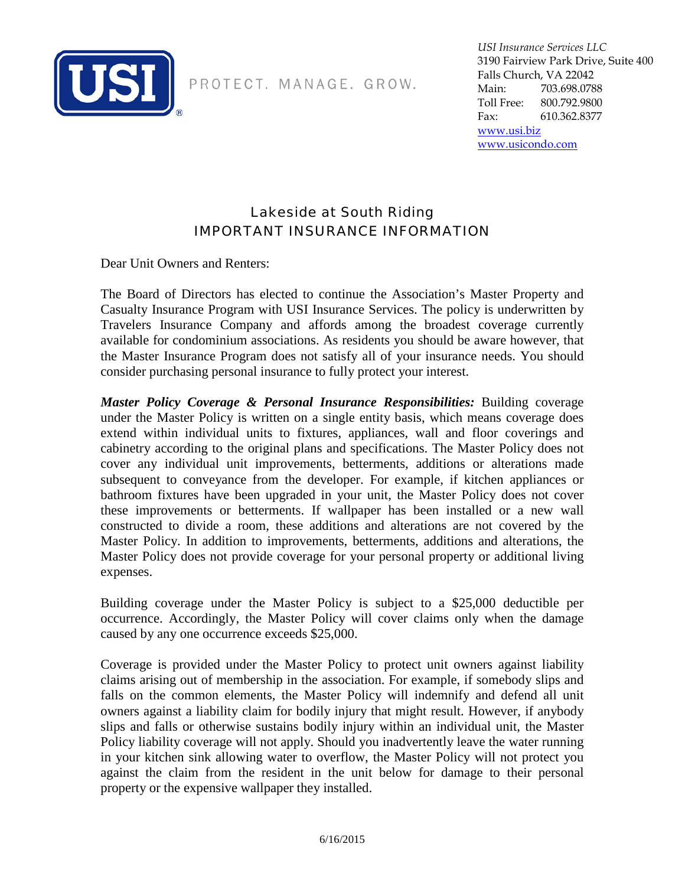USI PROTECT. MANAGE. GROW.

*USI Insurance Services LLC*
3190 Fairview Park Drive, Suite 400
Falls Church, VA 22042
Main: 703.698.0788
Toll Free: 800.792.9800
Fax: 610.362.8377
www.usi.biz
www.usicondo.com

## Lakeside at South Riding
## IMPORTANT INSURANCE INFORMATION

Dear Unit Owners and Renters:

The Board of Directors has elected to continue the Association's Master Property and Casualty Insurance Program with USI Insurance Services. The policy is underwritten by Travelers Insurance Company and affords among the broadest coverage currently available for condominium associations. As residents you should be aware however, that the Master Insurance Program does not satisfy all of your insurance needs. You should consider purchasing personal insurance to fully protect your interest.

***Master Policy Coverage & Personal Insurance Responsibilities:*** Building coverage under the Master Policy is written on a single entity basis, which means coverage does extend within individual units to fixtures, appliances, wall and floor coverings and cabinetry according to the original plans and specifications. The Master Policy does not cover any individual unit improvements, betterments, additions or alterations made subsequent to conveyance from the developer. For example, if kitchen appliances or bathroom fixtures have been upgraded in your unit, the Master Policy does not cover these improvements or betterments. If wallpaper has been installed or a new wall constructed to divide a room, these additions and alterations are not covered by the Master Policy. In addition to improvements, betterments, additions and alterations, the Master Policy does not provide coverage for your personal property or additional living expenses.

Building coverage under the Master Policy is subject to a $25,000 deductible per occurrence. Accordingly, the Master Policy will cover claims only when the damage caused by any one occurrence exceeds $25,000.

Coverage is provided under the Master Policy to protect unit owners against liability claims arising out of membership in the association. For example, if somebody slips and falls on the common elements, the Master Policy will indemnify and defend all unit owners against a liability claim for bodily injury that might result. However, if anybody slips and falls or otherwise sustains bodily injury within an individual unit, the Master Policy liability coverage will not apply. Should you inadvertently leave the water running in your kitchen sink allowing water to overflow, the Master Policy will not protect you against the claim from the resident in the unit below for damage to their personal property or the expensive wallpaper they installed.

6/16/2015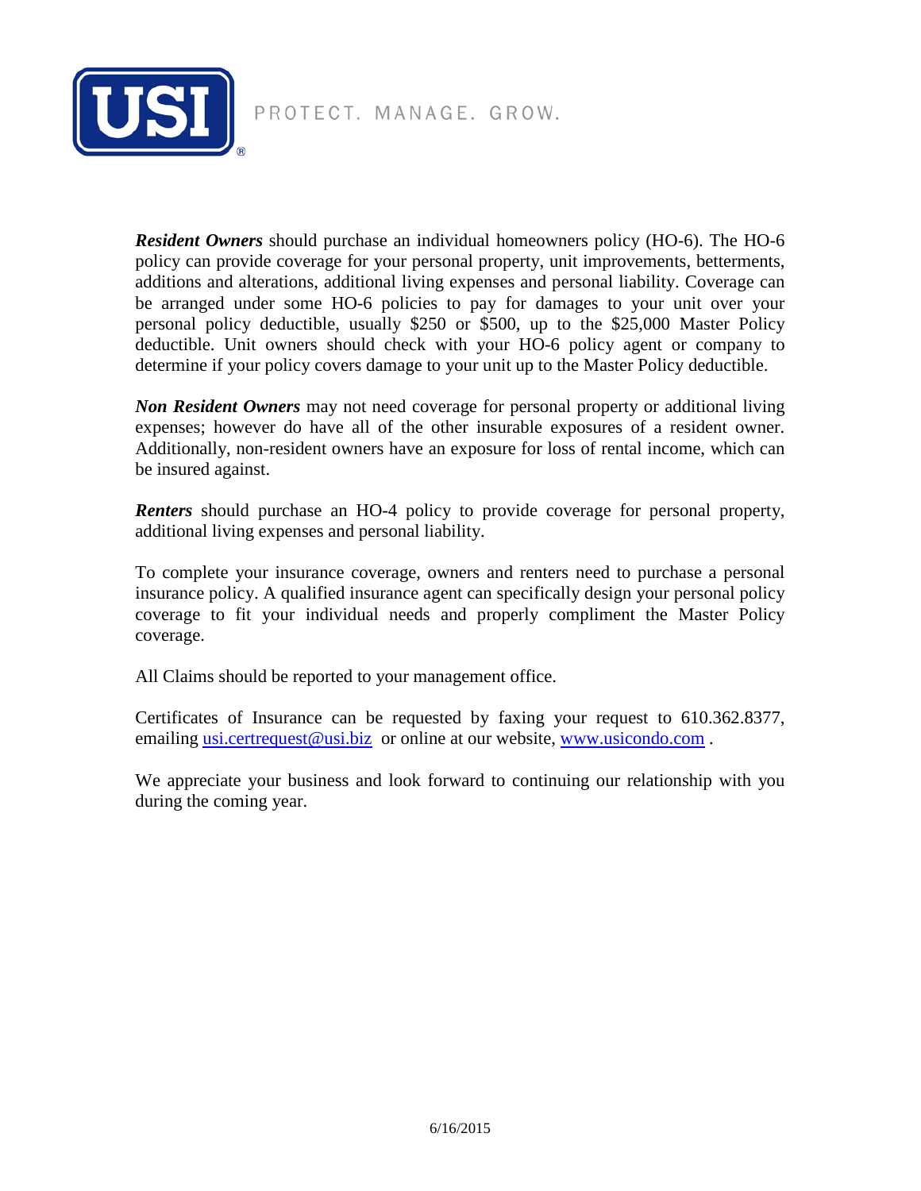***Resident Owners*** should purchase an individual homeowners policy (HO-6). The HO-6 policy can provide coverage for your personal property, unit improvements, betterments, additions and alterations, additional living expenses and personal liability. Coverage can be arranged under some HO-6 policies to pay for damages to your unit over your personal policy deductible, usually $250 or $500, up to the $25,000 Master Policy deductible. Unit owners should check with your HO-6 policy agent or company to determine if your policy covers damage to your unit up to the Master Policy deductible.

***Non Resident Owners*** may not need coverage for personal property or additional living expenses; however do have all of the other insurable exposures of a resident owner. Additionally, non-resident owners have an exposure for loss of rental income, which can be insured against.

***Renters*** should purchase an HO-4 policy to provide coverage for personal property, additional living expenses and personal liability.

To complete your insurance coverage, owners and renters need to purchase a personal insurance policy. A qualified insurance agent can specifically design your personal policy coverage to fit your individual needs and properly compliment the Master Policy coverage.

All Claims should be reported to your management office.

Certificates of Insurance can be requested by faxing your request to 610.362.8377, emailing usi.certrequest@usi.biz or online at our website, www.usicondo.com .

We appreciate your business and look forward to continuing our relationship with you during the coming year.

6/16/2015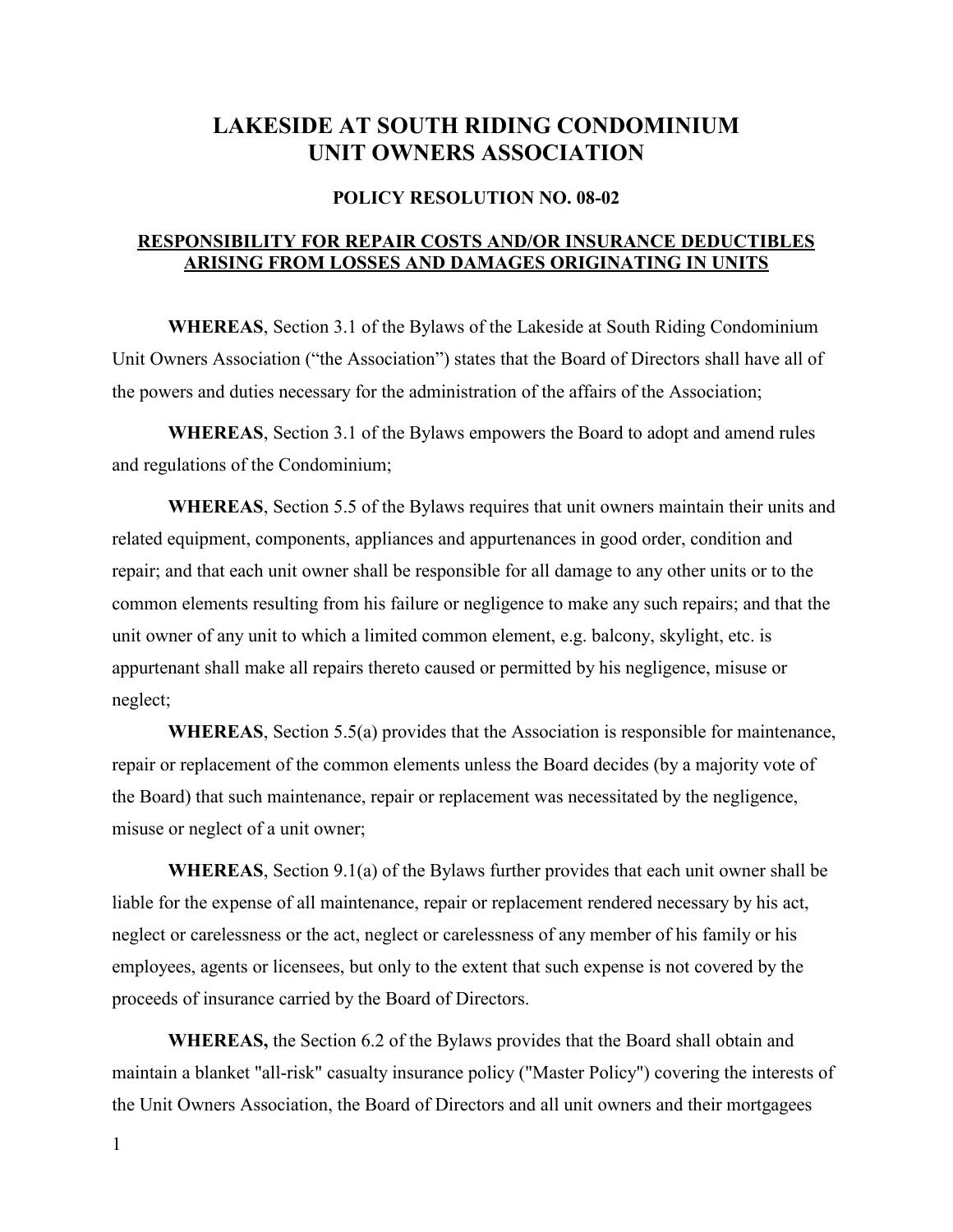# LAKESIDE AT SOUTH RIDING CONDOMINIUM UNIT OWNERS ASSOCIATION

## POLICY RESOLUTION NO. 08-02

### RESPONSIBILITY FOR REPAIR COSTS AND/OR INSURANCE DEDUCTIBLES ARISING FROM LOSSES AND DAMAGES ORIGINATING IN UNITS

**WHEREAS**, Section 3.1 of the Bylaws of the Lakeside at South Riding Condominium Unit Owners Association ("the Association") states that the Board of Directors shall have all of the powers and duties necessary for the administration of the affairs of the Association;

**WHEREAS**, Section 3.1 of the Bylaws empowers the Board to adopt and amend rules and regulations of the Condominium;

**WHEREAS**, Section 5.5 of the Bylaws requires that unit owners maintain their units and related equipment, components, appliances and appurtenances in good order, condition and repair; and that each unit owner shall be responsible for all damage to any other units or to the common elements resulting from his failure or negligence to make any such repairs; and that the unit owner of any unit to which a limited common element, e.g. balcony, skylight, etc. is appurtenant shall make all repairs thereto caused or permitted by his negligence, misuse or neglect;

**WHEREAS**, Section 5.5(a) provides that the Association is responsible for maintenance, repair or replacement of the common elements unless the Board decides (by a majority vote of the Board) that such maintenance, repair or replacement was necessitated by the negligence, misuse or neglect of a unit owner;

**WHEREAS**, Section 9.1(a) of the Bylaws further provides that each unit owner shall be liable for the expense of all maintenance, repair or replacement rendered necessary by his act, neglect or carelessness or the act, neglect or carelessness of any member of his family or his employees, agents or licensees, but only to the extent that such expense is not covered by the proceeds of insurance carried by the Board of Directors.

**WHEREAS,** the Section 6.2 of the Bylaws provides that the Board shall obtain and maintain a blanket "all-risk" casualty insurance policy ("Master Policy") covering the interests of the Unit Owners Association, the Board of Directors and all unit owners and their mortgagees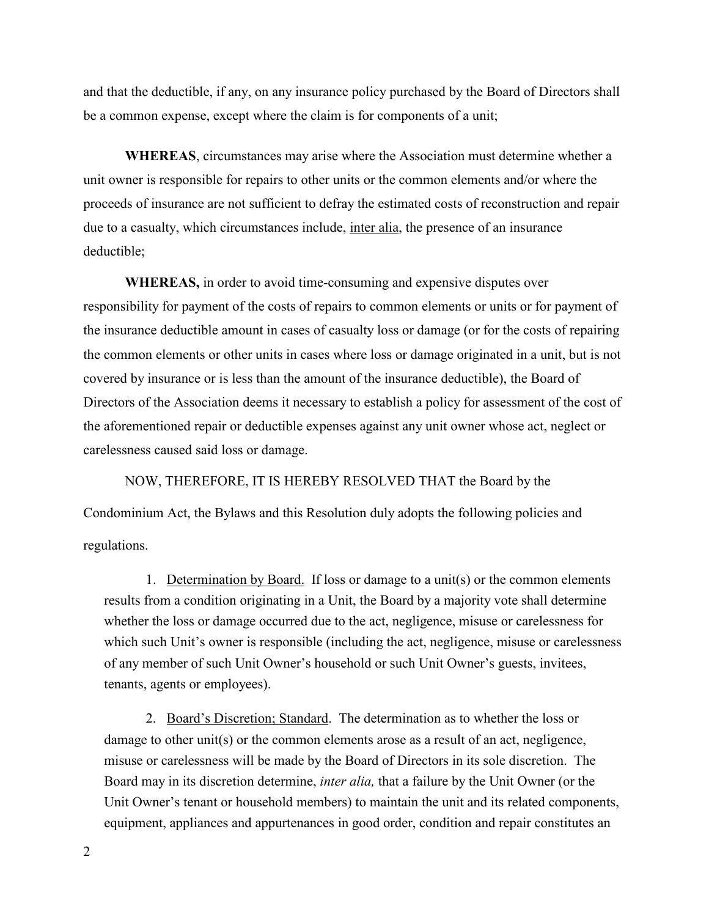and that the deductible, if any, on any insurance policy purchased by the Board of Directors shall be a common expense, except where the claim is for components of a unit;

**WHEREAS**, circumstances may arise where the Association must determine whether a unit owner is responsible for repairs to other units or the common elements and/or where the proceeds of insurance are not sufficient to defray the estimated costs of reconstruction and repair due to a casualty, which circumstances include, inter alia, the presence of an insurance deductible;

**WHEREAS,** in order to avoid time-consuming and expensive disputes over responsibility for payment of the costs of repairs to common elements or units or for payment of the insurance deductible amount in cases of casualty loss or damage (or for the costs of repairing the common elements or other units in cases where loss or damage originated in a unit, but is not covered by insurance or is less than the amount of the insurance deductible), the Board of Directors of the Association deems it necessary to establish a policy for assessment of the cost of the aforementioned repair or deductible expenses against any unit owner whose act, neglect or carelessness caused said loss or damage.

NOW, THEREFORE, IT IS HEREBY RESOLVED THAT the Board by the Condominium Act, the Bylaws and this Resolution duly adopts the following policies and regulations.

1. Determination by Board. If loss or damage to a unit(s) or the common elements results from a condition originating in a Unit, the Board by a majority vote shall determine whether the loss or damage occurred due to the act, negligence, misuse or carelessness for which such Unit's owner is responsible (including the act, negligence, misuse or carelessness of any member of such Unit Owner's household or such Unit Owner's guests, invitees, tenants, agents or employees).

2. Board's Discretion; Standard. The determination as to whether the loss or damage to other unit(s) or the common elements arose as a result of an act, negligence, misuse or carelessness will be made by the Board of Directors in its sole discretion. The Board may in its discretion determine, *inter alia,* that a failure by the Unit Owner (or the Unit Owner's tenant or household members) to maintain the unit and its related components, equipment, appliances and appurtenances in good order, condition and repair constitutes an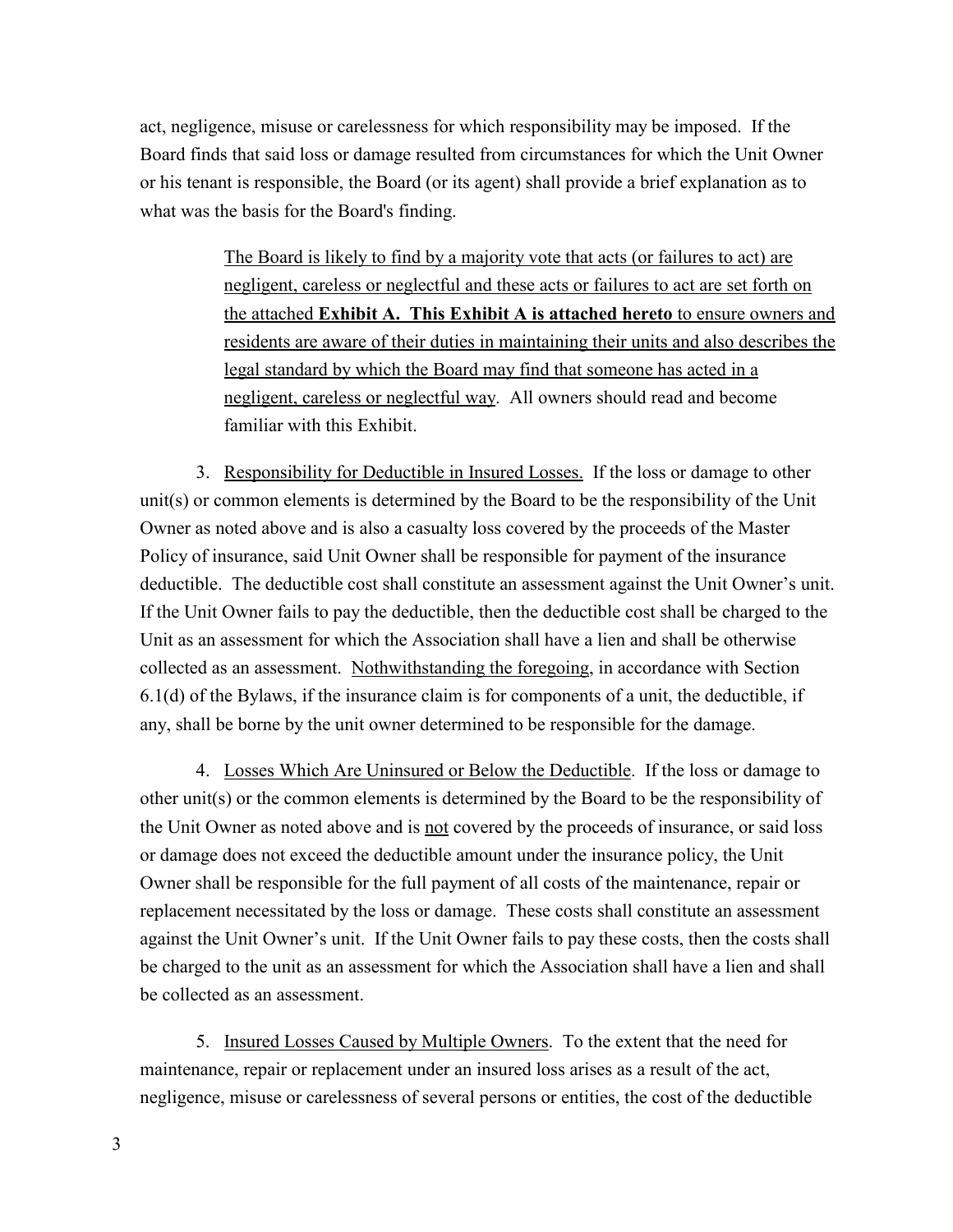act, negligence, misuse or carelessness for which responsibility may be imposed. If the Board finds that said loss or damage resulted from circumstances for which the Unit Owner or his tenant is responsible, the Board (or its agent) shall provide a brief explanation as to what was the basis for the Board's finding.

> <u>The Board is likely to find by a majority vote that acts (or failures to act) are negligent, careless or neglectful and these acts or failures to act are set forth on the attached</u> <u>**Exhibit A. This Exhibit A is attached hereto**</u> <u>to ensure owners and residents are aware of their duties in maintaining their units and also describes the legal standard by which the Board may find that someone has acted in a negligent, careless or neglectful way</u>. All owners should read and become familiar with this Exhibit.

3. <u>Responsibility for Deductible in Insured Losses.</u> If the loss or damage to other unit(s) or common elements is determined by the Board to be the responsibility of the Unit Owner as noted above and is also a casualty loss covered by the proceeds of the Master Policy of insurance, said Unit Owner shall be responsible for payment of the insurance deductible. The deductible cost shall constitute an assessment against the Unit Owner's unit. If the Unit Owner fails to pay the deductible, then the deductible cost shall be charged to the Unit as an assessment for which the Association shall have a lien and shall be otherwise collected as an assessment. <u>Nothwithstanding the foregoing</u>, in accordance with Section 6.1(d) of the Bylaws, if the insurance claim is for components of a unit, the deductible, if any, shall be borne by the unit owner determined to be responsible for the damage.

4. <u>Losses Which Are Uninsured or Below the Deductible</u>. If the loss or damage to other unit(s) or the common elements is determined by the Board to be the responsibility of the Unit Owner as noted above and is <u>not</u> covered by the proceeds of insurance, or said loss or damage does not exceed the deductible amount under the insurance policy, the Unit Owner shall be responsible for the full payment of all costs of the maintenance, repair or replacement necessitated by the loss or damage. These costs shall constitute an assessment against the Unit Owner's unit. If the Unit Owner fails to pay these costs, then the costs shall be charged to the unit as an assessment for which the Association shall have a lien and shall be collected as an assessment.

5. <u>Insured Losses Caused by Multiple Owners</u>. To the extent that the need for maintenance, repair or replacement under an insured loss arises as a result of the act, negligence, misuse or carelessness of several persons or entities, the cost of the deductible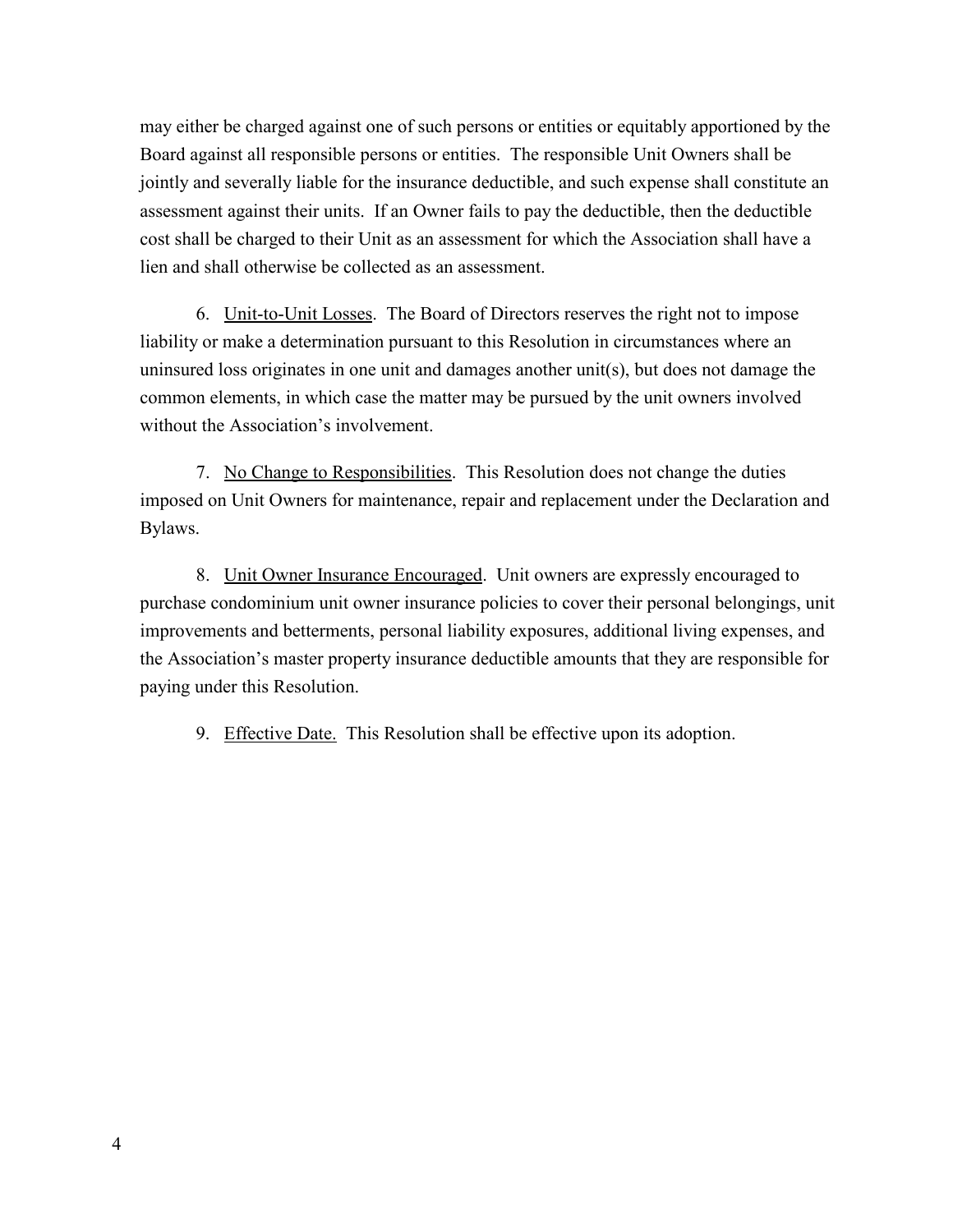may either be charged against one of such persons or entities or equitably apportioned by the Board against all responsible persons or entities. The responsible Unit Owners shall be jointly and severally liable for the insurance deductible, and such expense shall constitute an assessment against their units. If an Owner fails to pay the deductible, then the deductible cost shall be charged to their Unit as an assessment for which the Association shall have a lien and shall otherwise be collected as an assessment.

6. Unit-to-Unit Losses. The Board of Directors reserves the right not to impose liability or make a determination pursuant to this Resolution in circumstances where an uninsured loss originates in one unit and damages another unit(s), but does not damage the common elements, in which case the matter may be pursued by the unit owners involved without the Association's involvement.

7. No Change to Responsibilities. This Resolution does not change the duties imposed on Unit Owners for maintenance, repair and replacement under the Declaration and Bylaws.

8. Unit Owner Insurance Encouraged. Unit owners are expressly encouraged to purchase condominium unit owner insurance policies to cover their personal belongings, unit improvements and betterments, personal liability exposures, additional living expenses, and the Association's master property insurance deductible amounts that they are responsible for paying under this Resolution.

9. Effective Date. This Resolution shall be effective upon its adoption.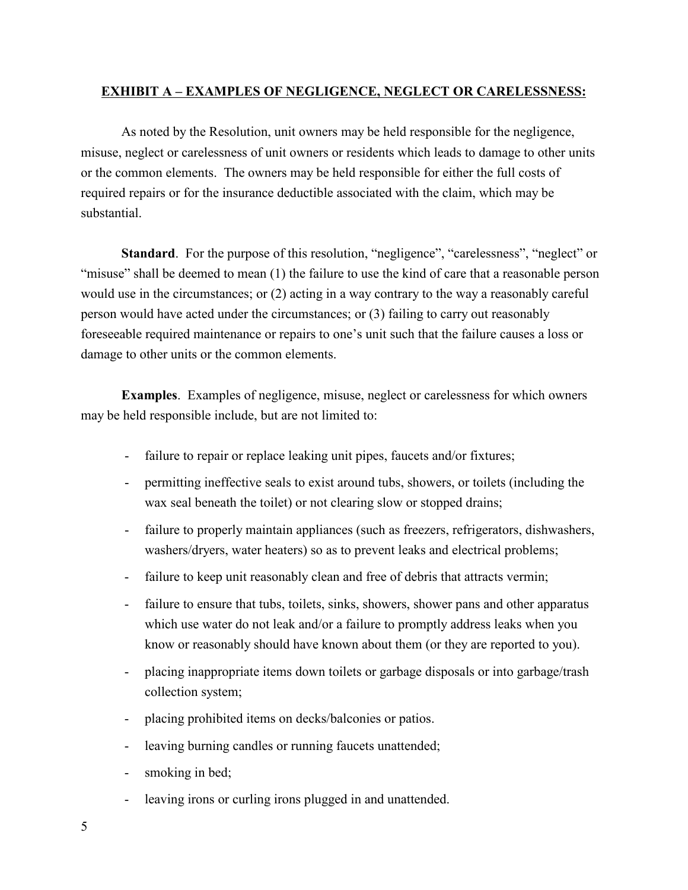## EXHIBIT A – EXAMPLES OF NEGLIGENCE, NEGLECT OR CARELESSNESS:

As noted by the Resolution, unit owners may be held responsible for the negligence, misuse, neglect or carelessness of unit owners or residents which leads to damage to other units or the common elements. The owners may be held responsible for either the full costs of required repairs or for the insurance deductible associated with the claim, which may be substantial.

**Standard**. For the purpose of this resolution, "negligence", "carelessness", "neglect" or "misuse" shall be deemed to mean (1) the failure to use the kind of care that a reasonable person would use in the circumstances; or (2) acting in a way contrary to the way a reasonably careful person would have acted under the circumstances; or (3) failing to carry out reasonably foreseeable required maintenance or repairs to one's unit such that the failure causes a loss or damage to other units or the common elements.

**Examples**. Examples of negligence, misuse, neglect or carelessness for which owners may be held responsible include, but are not limited to:

- failure to repair or replace leaking unit pipes, faucets and/or fixtures;
- permitting ineffective seals to exist around tubs, showers, or toilets (including the wax seal beneath the toilet) or not clearing slow or stopped drains;
- failure to properly maintain appliances (such as freezers, refrigerators, dishwashers, washers/dryers, water heaters) so as to prevent leaks and electrical problems;
- failure to keep unit reasonably clean and free of debris that attracts vermin;
- failure to ensure that tubs, toilets, sinks, showers, shower pans and other apparatus which use water do not leak and/or a failure to promptly address leaks when you know or reasonably should have known about them (or they are reported to you).
- placing inappropriate items down toilets or garbage disposals or into garbage/trash collection system;
- placing prohibited items on decks/balconies or patios.
- leaving burning candles or running faucets unattended;
- smoking in bed;
- leaving irons or curling irons plugged in and unattended.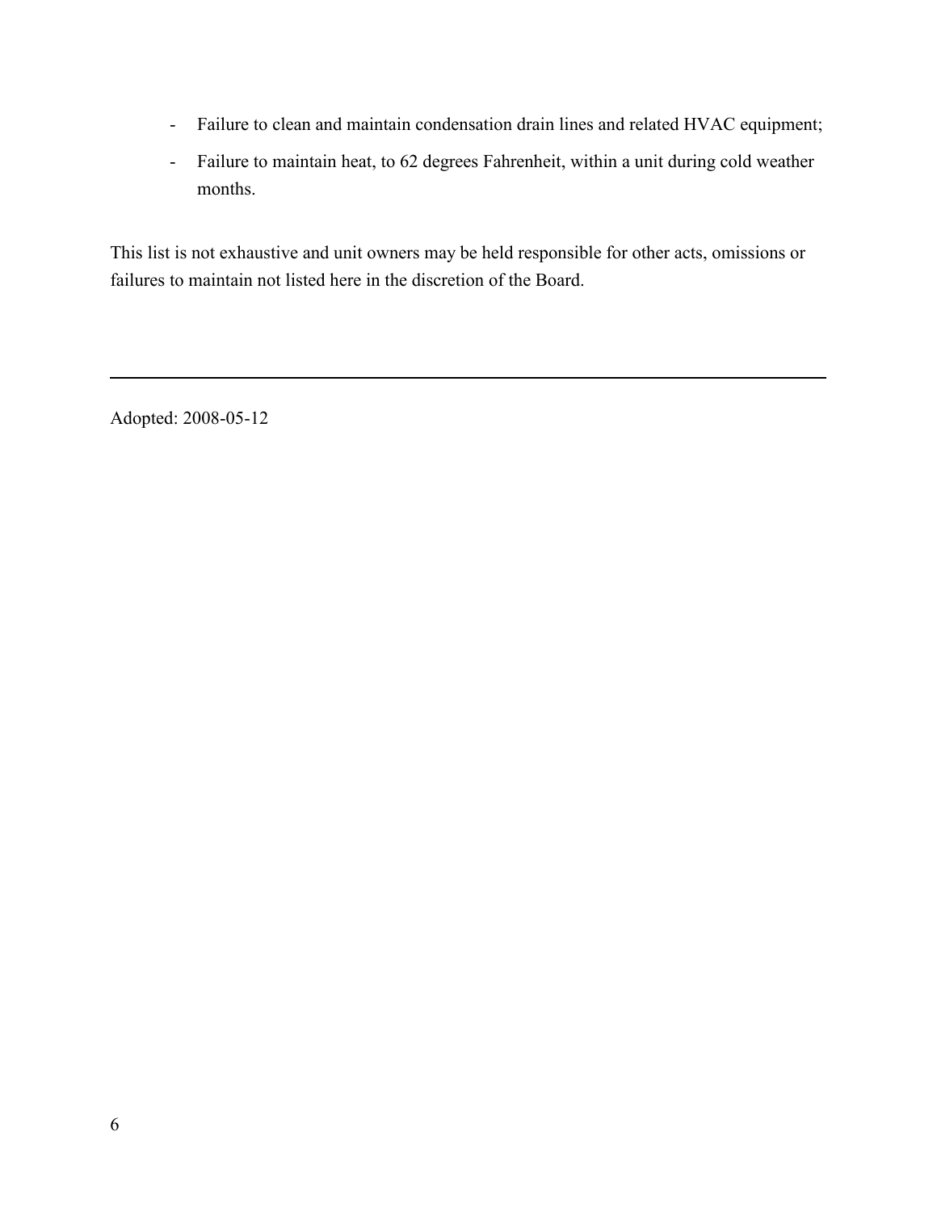- Failure to clean and maintain condensation drain lines and related HVAC equipment;
- Failure to maintain heat, to 62 degrees Fahrenheit, within a unit during cold weather months.

This list is not exhaustive and unit owners may be held responsible for other acts, omissions or failures to maintain not listed here in the discretion of the Board.

---

Adopted: 2008-05-12